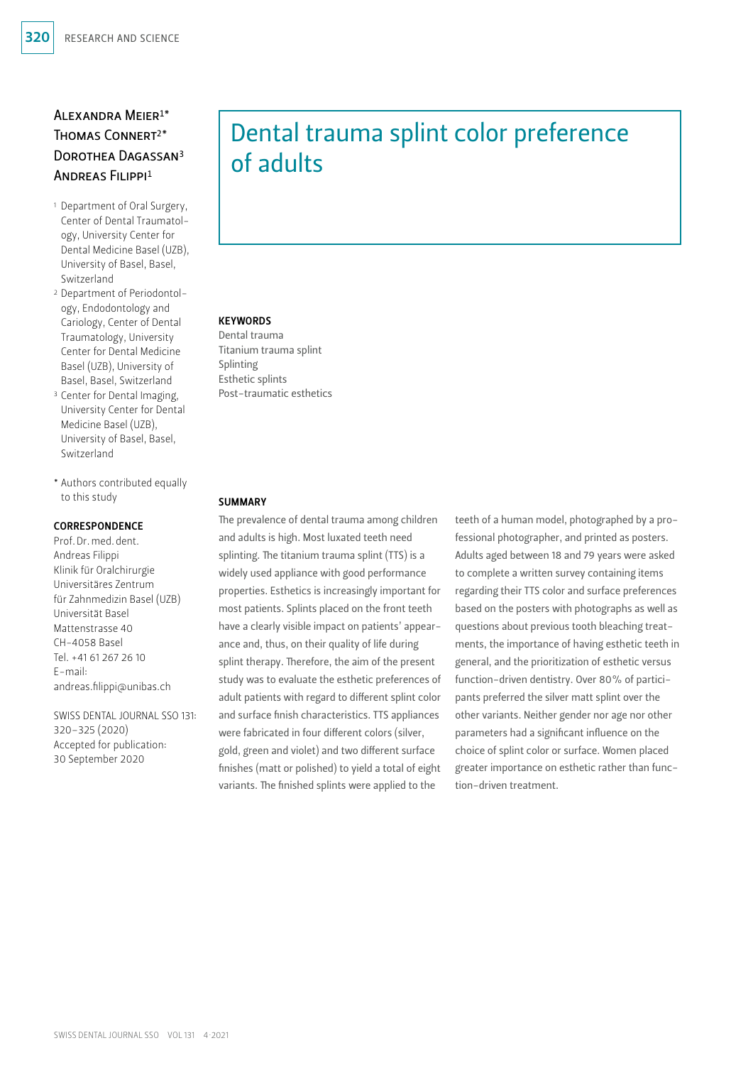# Dental trauma splint color preference of adults

Alexandra Meier[1*]
Thomas Connert[2*]
Dorothea Dagassan[3]
Andreas Filippi[1]

[1] Department of Oral Surgery, Center of Dental Traumatology, University Center for Dental Medicine Basel (UZB), University of Basel, Basel, Switzerland

[2] Department of Periodontology, Endodontology and Cariology, Center of Dental Traumatology, University Center for Dental Medicine Basel (UZB), University of Basel, Basel, Switzerland

[3] Center for Dental Imaging, University Center for Dental Medicine Basel (UZB), University of Basel, Basel, Switzerland

[*] Authors contributed equally to this study

**CORRESPONDENCE**

Prof. Dr. med. dent.
Andreas Filippi
Klinik für Oralchirurgie
Universitäres Zentrum für Zahnmedizin Basel (UZB)
Universität Basel
Mattenstrasse 40
CH-4058 Basel
Tel. +41 61 267 26 10
E-mail: andreas.filippi@unibas.ch

SWISS DENTAL JOURNAL SSO 131: 320–325 (2020)
Accepted for publication: 30 September 2020

**KEYWORDS**

Dental trauma
Titanium trauma splint
Splinting
Esthetic splints
Post-traumatic esthetics

**SUMMARY**

The prevalence of dental trauma among children and adults is high. Most luxated teeth need splinting. The titanium trauma splint (TTS) is a widely used appliance with good performance properties. Esthetics is increasingly important for most patients. Splints placed on the front teeth have a clearly visible impact on patients' appearance and, thus, on their quality of life during splint therapy. Therefore, the aim of the present study was to evaluate the esthetic preferences of adult patients with regard to different splint color and surface finish characteristics. TTS appliances were fabricated in four different colors (silver, gold, green and violet) and two different surface finishes (matt or polished) to yield a total of eight variants. The finished splints were applied to the teeth of a human model, photographed by a professional photographer, and printed as posters. Adults aged between 18 and 79 years were asked to complete a written survey containing items regarding their TTS color and surface preferences based on the posters with photographs as well as questions about previous tooth bleaching treatments, the importance of having esthetic teeth in general, and the prioritization of esthetic versus function-driven dentistry. Over 80% of participants preferred the silver matt splint over the other variants. Neither gender nor age nor other parameters had a significant influence on the choice of splint color or surface. Women placed greater importance on esthetic rather than function-driven treatment.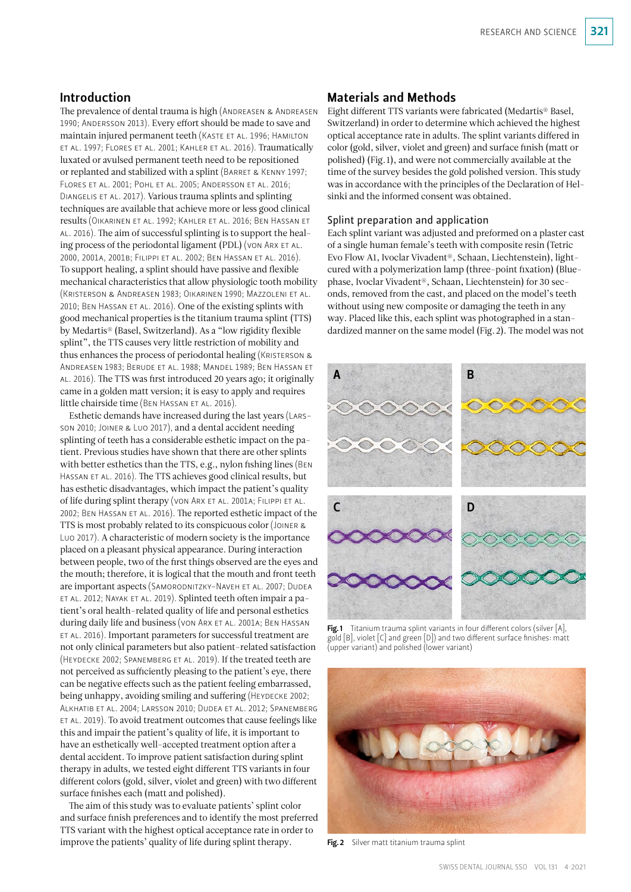## Introduction

The prevalence of dental trauma is high (Andreasen & Andreasen 1990; Andersson 2013). Every effort should be made to save and maintain injured permanent teeth (Kaste et al. 1996; Hamilton et al. 1997; Flores et al. 2001; Kahler et al. 2016). Traumatically luxated or avulsed permanent teeth need to be repositioned or replanted and stabilized with a splint (Barret & Kenny 1997; Flores et al. 2001; Pohl et al. 2005; Andersson et al. 2016; Diangelis et al. 2017). Various trauma splints and splinting techniques are available that achieve more or less good clinical results (Oikarinen et al. 1992; Kahler et al. 2016; Ben Hassan et al. 2016). The aim of successful splinting is to support the healing process of the periodontal ligament (PDL) (von Arx et al. 2000, 2001a, 2001b; Filippi et al. 2002; Ben Hassan et al. 2016). To support healing, a splint should have passive and flexible mechanical characteristics that allow physiologic tooth mobility (Kristerson & Andreasen 1983; Oikarinen 1990; Mazzoleni et al. 2010; Ben Hassan et al. 2016). One of the existing splints with good mechanical properties is the titanium trauma splint (TTS) by Medartis® (Basel, Switzerland). As a "low rigidity flexible splint", the TTS causes very little restriction of mobility and thus enhances the process of periodontal healing (Kristerson & Andreasen 1983; Berude et al. 1988; Mandel 1989; Ben Hassan et al. 2016). The TTS was first introduced 20 years ago; it originally came in a golden matt version; it is easy to apply and requires little chairside time (Ben Hassan et al. 2016).

Esthetic demands have increased during the last years (Larsson 2010; Joiner & Luo 2017), and a dental accident needing splinting of teeth has a considerable esthetic impact on the patient. Previous studies have shown that there are other splints with better esthetics than the TTS, e.g., nylon fishing lines (Ben Hassan et al. 2016). The TTS achieves good clinical results, but has esthetic disadvantages, which impact the patient's quality of life during splint therapy (von Arx et al. 2001a; Filippi et al. 2002; Ben Hassan et al. 2016). The reported esthetic impact of the TTS is most probably related to its conspicuous color (Joiner & Luo 2017). A characteristic of modern society is the importance placed on a pleasant physical appearance. During interaction between people, two of the first things observed are the eyes and the mouth; therefore, it is logical that the mouth and front teeth are important aspects (Samorodnitzky-Naveh et al. 2007; Dudea et al. 2012; Nayak et al. 2019). Splinted teeth often impair a patient's oral health-related quality of life and personal esthetics during daily life and business (von Arx et al. 2001a; Ben Hassan et al. 2016). Important parameters for successful treatment are not only clinical parameters but also patient-related satisfaction (Heydecke 2002; Spanemberg et al. 2019). If the treated teeth are not perceived as sufficiently pleasing to the patient's eye, there can be negative effects such as the patient feeling embarrassed, being unhappy, avoiding smiling and suffering (Heydecke 2002; Alkhatib et al. 2004; Larsson 2010; Dudea et al. 2012; Spanemberg et al. 2019). To avoid treatment outcomes that cause feelings like this and impair the patient's quality of life, it is important to have an esthetically well-accepted treatment option after a dental accident. To improve patient satisfaction during splint therapy in adults, we tested eight different TTS variants in four different colors (gold, silver, violet and green) with two different surface finishes each (matt and polished).

The aim of this study was to evaluate patients' splint color and surface finish preferences and to identify the most preferred TTS variant with the highest optical acceptance rate in order to improve the patients' quality of life during splint therapy.

## Materials and Methods

Eight different TTS variants were fabricated (Medartis® Basel, Switzerland) in order to determine which achieved the highest optical acceptance rate in adults. The splint variants differed in color (gold, silver, violet and green) and surface finish (matt or polished) (Fig. 1), and were not commercially available at the time of the survey besides the gold polished version. This study was in accordance with the principles of the Declaration of Helsinki and the informed consent was obtained.

### Splint preparation and application

Each splint variant was adjusted and preformed on a plaster cast of a single human female's teeth with composite resin (Tetric Evo Flow A1, Ivoclar Vivadent®, Schaan, Liechtenstein), light-cured with a polymerization lamp (three-point fixation) (Bluephase, Ivoclar Vivadent®, Schaan, Liechtenstein) for 30 seconds, removed from the cast, and placed on the model's teeth without using new composite or damaging the teeth in any way. Placed like this, each splint was photographed in a standardized manner on the same model (Fig. 2). The model was not

**Fig. 1** Titanium trauma splint variants in four different colors (silver [A], gold [B], violet [C] and green [D]) and two different surface finishes: matt (upper variant) and polished (lower variant)

**Fig. 2** Silver matt titanium trauma splint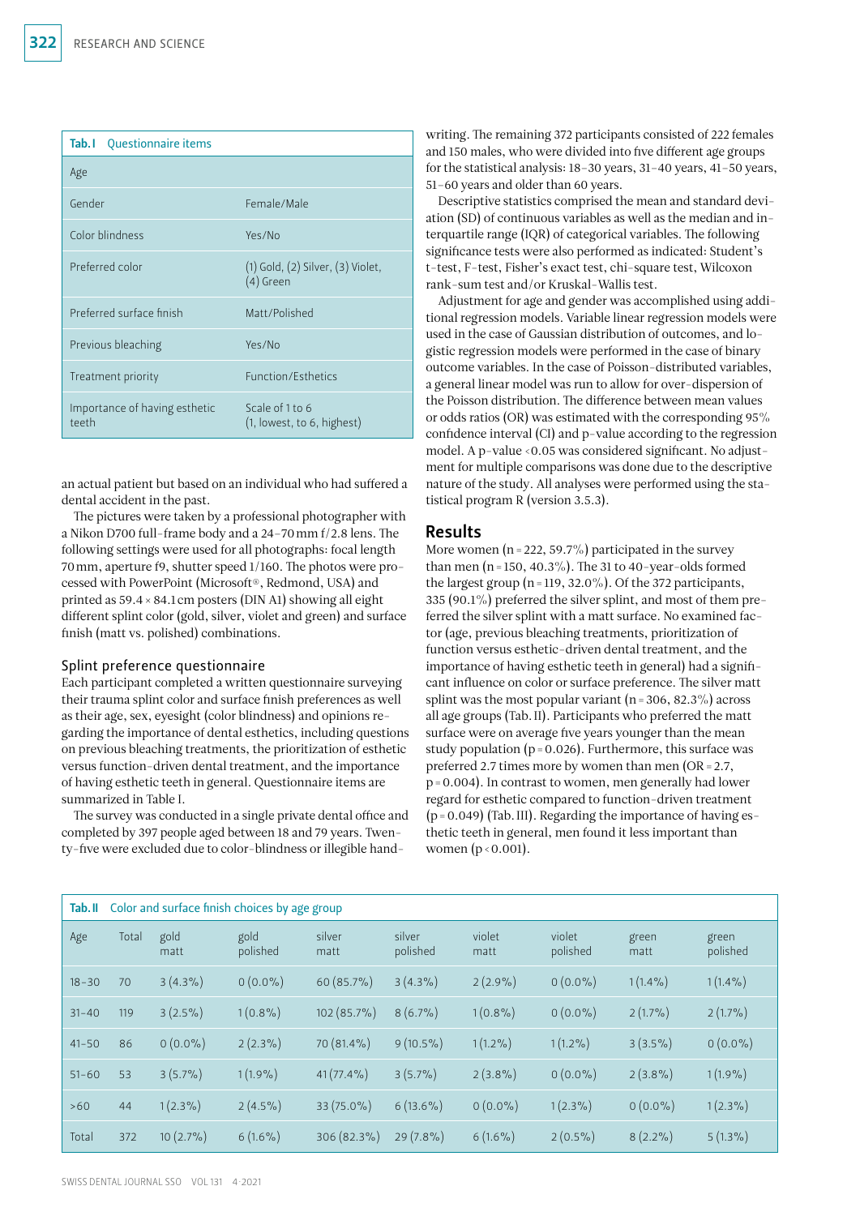**Tab. I** Questionnaire items

| Item | Options |
|---|---|
| Age | |
| Gender | Female/Male |
| Color blindness | Yes/No |
| Preferred color | (1) Gold, (2) Silver, (3) Violet, (4) Green |
| Preferred surface finish | Matt/Polished |
| Previous bleaching | Yes/No |
| Treatment priority | Function/Esthetics |
| Importance of having esthetic teeth | Scale of 1 to 6 (1, lowest, to 6, highest) |

an actual patient but based on an individual who had suffered a dental accident in the past.

The pictures were taken by a professional photographer with a Nikon D700 full-frame body and a 24–70 mm f/2.8 lens. The following settings were used for all photographs: focal length 70 mm, aperture f9, shutter speed 1/160. The photos were processed with PowerPoint (Microsoft®, Redmond, USA) and printed as 59.4 × 84.1 cm posters (DIN A1) showing all eight different splint color (gold, silver, violet and green) and surface finish (matt vs. polished) combinations.

### Splint preference questionnaire

Each participant completed a written questionnaire surveying their trauma splint color and surface finish preferences as well as their age, sex, eyesight (color blindness) and opinions regarding the importance of dental esthetics, including questions on previous bleaching treatments, the prioritization of esthetic versus function-driven dental treatment, and the importance of having esthetic teeth in general. Questionnaire items are summarized in Table I.

The survey was conducted in a single private dental office and completed by 397 people aged between 18 and 79 years. Twenty-five were excluded due to color-blindness or illegible handwriting. The remaining 372 participants consisted of 222 females and 150 males, who were divided into five different age groups for the statistical analysis: 18–30 years, 31–40 years, 41–50 years, 51–60 years and older than 60 years.

Descriptive statistics comprised the mean and standard deviation (SD) of continuous variables as well as the median and interquartile range (IQR) of categorical variables. The following significance tests were also performed as indicated: Student's t-test, F-test, Fisher's exact test, chi-square test, Wilcoxon rank-sum test and/or Kruskal-Wallis test.

Adjustment for age and gender was accomplished using additional regression models. Variable linear regression models were used in the case of Gaussian distribution of outcomes, and logistic regression models were performed in the case of binary outcome variables. In the case of Poisson-distributed variables, a general linear model was run to allow for over-dispersion of the Poisson distribution. The difference between mean values or odds ratios (OR) was estimated with the corresponding 95% confidence interval (CI) and p-value according to the regression model. A $p$-value $<0.05$ was considered significant. No adjustment for multiple comparisons was done due to the descriptive nature of the study. All analyses were performed using the statistical program R (version 3.5.3).

## Results

More women (n = 222, 59.7%) participated in the survey than men (n = 150, 40.3%). The 31 to 40-year-olds formed the largest group (n = 119, 32.0%). Of the 372 participants, 335 (90.1%) preferred the silver splint, and most of them preferred the silver splint with a matt surface. No examined factor (age, previous bleaching treatments, prioritization of function versus esthetic-driven dental treatment, and the importance of having esthetic teeth in general) had a significant influence on color or surface preference. The silver matt splint was the most popular variant (n = 306, 82.3%) across all age groups (Tab. II). Participants who preferred the matt surface were on average five years younger than the mean study population ($p = 0.026$). Furthermore, this surface was preferred 2.7 times more by women than men (OR = 2.7, $p = 0.004$). In contrast to women, men generally had lower regard for esthetic compared to function-driven treatment ($p = 0.049$) (Tab. III). Regarding the importance of having esthetic teeth in general, men found it less important than women ($p < 0.001$).

**Tab. II** Color and surface finish choices by age group

| Age | Total | gold matt | gold polished | silver matt | silver polished | violet matt | violet polished | green matt | green polished |
|---|---|---|---|---|---|---|---|---|---|
| 18–30 | 70 | 3 (4.3%) | 0 (0.0%) | 60 (85.7%) | 3 (4.3%) | 2 (2.9%) | 0 (0.0%) | 1 (1.4%) | 1 (1.4%) |
| 31–40 | 119 | 3 (2.5%) | 1 (0.8%) | 102 (85.7%) | 8 (6.7%) | 1 (0.8%) | 0 (0.0%) | 2 (1.7%) | 2 (1.7%) |
| 41–50 | 86 | 0 (0.0%) | 2 (2.3%) | 70 (81.4%) | 9 (10.5%) | 1 (1.2%) | 1 (1.2%) | 3 (3.5%) | 0 (0.0%) |
| 51–60 | 53 | 3 (5.7%) | 1 (1.9%) | 41 (77.4%) | 3 (5.7%) | 2 (3.8%) | 0 (0.0%) | 2 (3.8%) | 1 (1.9%) |
| >60 | 44 | 1 (2.3%) | 2 (4.5%) | 33 (75.0%) | 6 (13.6%) | 0 (0.0%) | 1 (2.3%) | 0 (0.0%) | 1 (2.3%) |
| Total | 372 | 10 (2.7%) | 6 (1.6%) | 306 (82.3%) | 29 (7.8%) | 6 (1.6%) | 2 (0.5%) | 8 (2.2%) | 5 (1.3%) |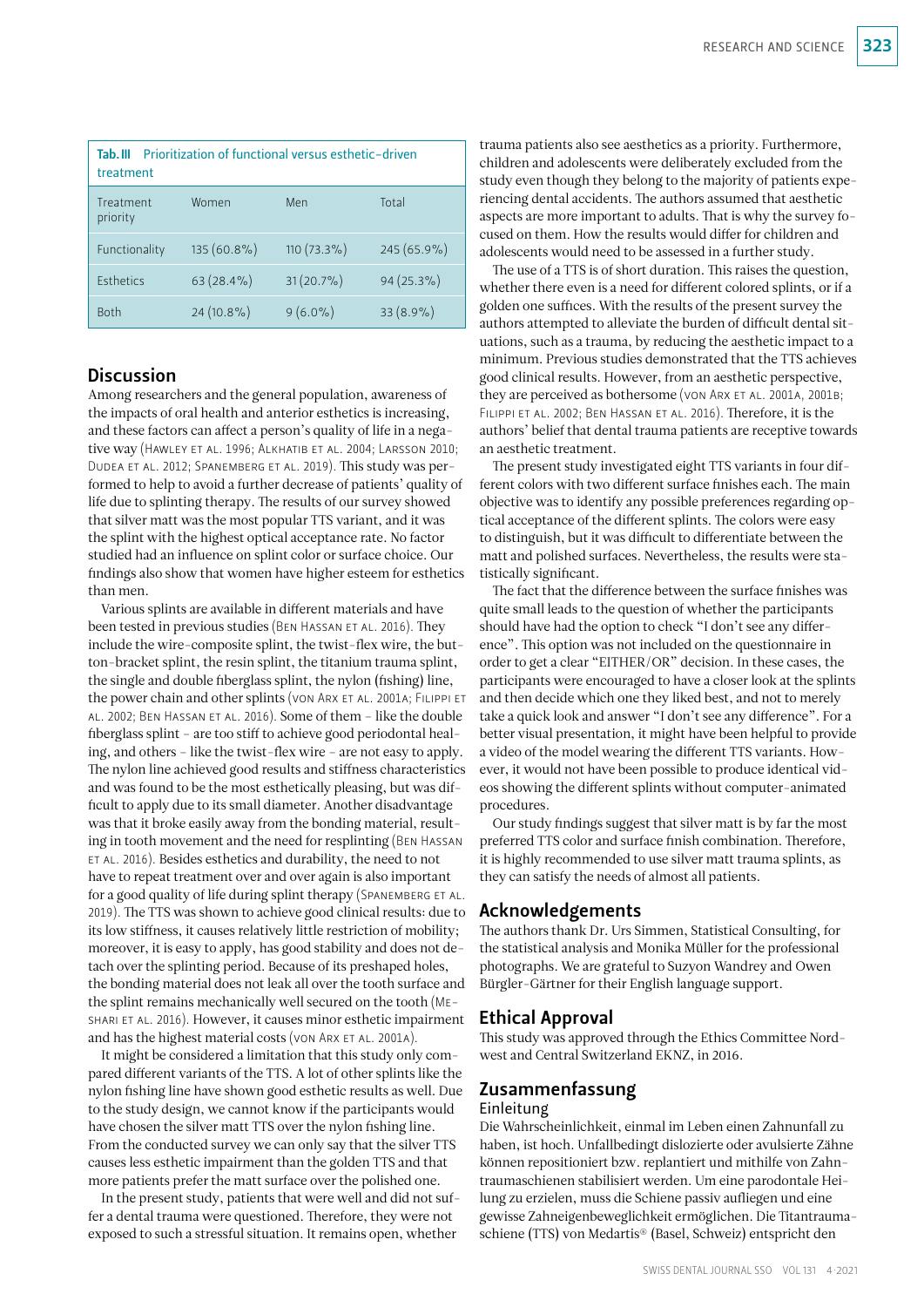**Tab. III** Prioritization of functional versus esthetic-driven treatment

| Treatment priority | Women | Men | Total |
|---|---|---|---|
| Functionality | 135 (60.8%) | 110 (73.3%) | 245 (65.9%) |
| Esthetics | 63 (28.4%) | 31 (20.7%) | 94 (25.3%) |
| Both | 24 (10.8%) | 9 (6.0%) | 33 (8.9%) |

## Discussion

Among researchers and the general population, awareness of the impacts of oral health and anterior esthetics is increasing, and these factors can affect a person's quality of life in a negative way (Hawley et al. 1996; Alkhatib et al. 2004; Larsson 2010; Dudea et al. 2012; Spanemberg et al. 2019). This study was performed to help to avoid a further decrease of patients' quality of life due to splinting therapy. The results of our survey showed that silver matt was the most popular TTS variant, and it was the splint with the highest optical acceptance rate. No factor studied had an influence on splint color or surface choice. Our findings also show that women have higher esteem for esthetics than men.

Various splints are available in different materials and have been tested in previous studies (Ben Hassan et al. 2016). They include the wire-composite splint, the twist-flex wire, the button-bracket splint, the resin splint, the titanium trauma splint, the single and double fiberglass splint, the nylon (fishing) line, the power chain and other splints (von Arx et al. 2001a; Filippi et al. 2002; Ben Hassan et al. 2016). Some of them – like the double fiberglass splint – are too stiff to achieve good periodontal healing, and others – like the twist-flex wire – are not easy to apply. The nylon line achieved good results and stiffness characteristics and was found to be the most esthetically pleasing, but was difficult to apply due to its small diameter. Another disadvantage was that it broke easily away from the bonding material, resulting in tooth movement and the need for resplinting (Ben Hassan et al. 2016). Besides esthetics and durability, the need to not have to repeat treatment over and over again is also important for a good quality of life during splint therapy (Spanemberg et al. 2019). The TTS was shown to achieve good clinical results: due to its low stiffness, it causes relatively little restriction of mobility; moreover, it is easy to apply, has good stability and does not detach over the splinting period. Because of its preshaped holes, the bonding material does not leak all over the tooth surface and the splint remains mechanically well secured on the tooth (Meshari et al. 2016). However, it causes minor esthetic impairment and has the highest material costs (von Arx et al. 2001a).

It might be considered a limitation that this study only compared different variants of the TTS. A lot of other splints like the nylon fishing line have shown good esthetic results as well. Due to the study design, we cannot know if the participants would have chosen the silver matt TTS over the nylon fishing line. From the conducted survey we can only say that the silver TTS causes less esthetic impairment than the golden TTS and that more patients prefer the matt surface over the polished one.

In the present study, patients that were well and did not suffer a dental trauma were questioned. Therefore, they were not exposed to such a stressful situation. It remains open, whether trauma patients also see aesthetics as a priority. Furthermore, children and adolescents were deliberately excluded from the study even though they belong to the majority of patients experiencing dental accidents. The authors assumed that aesthetic aspects are more important to adults. That is why the survey focused on them. How the results would differ for children and adolescents would need to be assessed in a further study.

The use of a TTS is of short duration. This raises the question, whether there even is a need for different colored splints, or if a golden one suffices. With the results of the present survey the authors attempted to alleviate the burden of difficult dental situations, such as a trauma, by reducing the aesthetic impact to a minimum. Previous studies demonstrated that the TTS achieves good clinical results. However, from an aesthetic perspective, they are perceived as bothersome (von Arx et al. 2001a, 2001b; Filippi et al. 2002; Ben Hassan et al. 2016). Therefore, it is the authors' belief that dental trauma patients are receptive towards an aesthetic treatment.

The present study investigated eight TTS variants in four different colors with two different surface finishes each. The main objective was to identify any possible preferences regarding optical acceptance of the different splints. The colors were easy to distinguish, but it was difficult to differentiate between the matt and polished surfaces. Nevertheless, the results were statistically significant.

The fact that the difference between the surface finishes was quite small leads to the question of whether the participants should have had the option to check "I don't see any difference". This option was not included on the questionnaire in order to get a clear "EITHER/OR" decision. In these cases, the participants were encouraged to have a closer look at the splints and then decide which one they liked best, and not to merely take a quick look and answer "I don't see any difference". For a better visual presentation, it might have been helpful to provide a video of the model wearing the different TTS variants. However, it would not have been possible to produce identical videos showing the different splints without computer-animated procedures.

Our study findings suggest that silver matt is by far the most preferred TTS color and surface finish combination. Therefore, it is highly recommended to use silver matt trauma splints, as they can satisfy the needs of almost all patients.

## Acknowledgements

The authors thank Dr. Urs Simmen, Statistical Consulting, for the statistical analysis and Monika Müller for the professional photographs. We are grateful to Suzyon Wandrey and Owen Bürgler-Gärtner for their English language support.

## Ethical Approval

This study was approved through the Ethics Committee Northwest and Central Switzerland EKNZ, in 2016.

## Zusammenfassung

### Einleitung

Die Wahrscheinlichkeit, einmal im Leben einen Zahnunfall zu haben, ist hoch. Unfallbedingt dislozierte oder avulsierte Zähne können repositioniert bzw. replantiert und mithilfe von Zahntraumaschienen stabilisiert werden. Um eine parodontale Heilung zu erzielen, muss die Schiene passiv aufliegen und eine gewisse Zahneigenbeweglichkeit ermöglichen. Die Titantraumaschiene (TTS) von Medartis® (Basel, Schweiz) entspricht den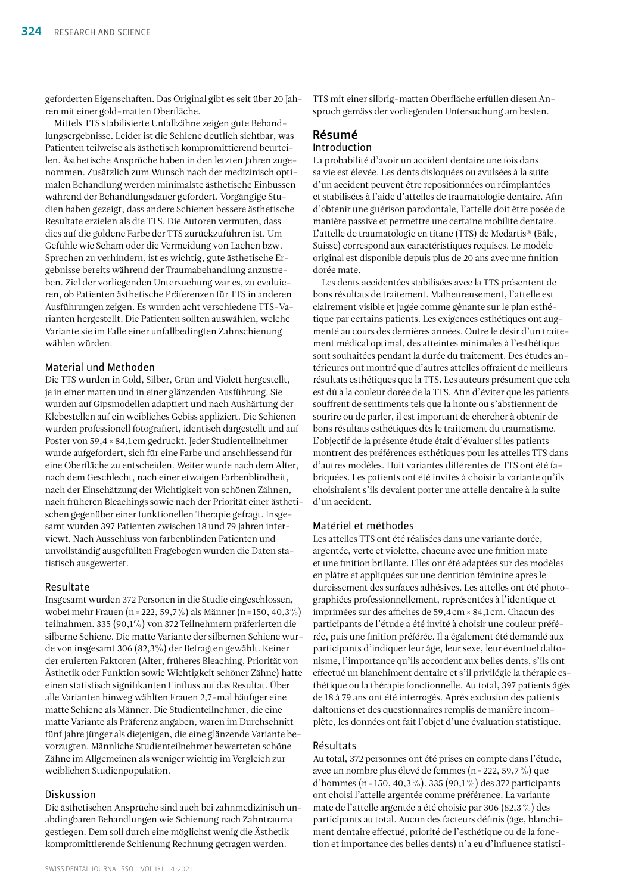geforderten Eigenschaften. Das Original gibt es seit über 20 Jahren mit einer gold-matten Oberfläche.

Mittels TTS stabilisierte Unfallzähne zeigen gute Behandlungsergebnisse. Leider ist die Schiene deutlich sichtbar, was Patienten teilweise als ästhetisch kompromittierend beurteilen. Ästhetische Ansprüche haben in den letzten Jahren zugenommen. Zusätzlich zum Wunsch nach der medizinisch optimalen Behandlung werden minimalste ästhetische Einbussen während der Behandlungsdauer gefordert. Vorgängige Studien haben gezeigt, dass andere Schienen bessere ästhetische Resultate erzielen als die TTS. Die Autoren vermuten, dass dies auf die goldene Farbe der TTS zurückzuführen ist. Um Gefühle wie Scham oder die Vermeidung von Lachen bzw. Sprechen zu verhindern, ist es wichtig, gute ästhetische Ergebnisse bereits während der Traumabehandlung anzustreben. Ziel der vorliegenden Untersuchung war es, zu evaluieren, ob Patienten ästhetische Präferenzen für TTS in anderen Ausführungen zeigen. Es wurden acht verschiedene TTS-Varianten hergestellt. Die Patienten sollten auswählen, welche Variante sie im Falle einer unfallbedingten Zahnschienung wählen würden.

### Material und Methoden

Die TTS wurden in Gold, Silber, Grün und Violett hergestellt, je in einer matten und in einer glänzenden Ausführung. Sie wurden auf Gipsmodellen adaptiert und nach Aushärtung der Klebestellen auf ein weibliches Gebiss appliziert. Die Schienen wurden professionell fotografiert, identisch dargestellt und auf Poster von 59,4 × 84,1 cm gedruckt. Jeder Studienteilnehmer wurde aufgefordert, sich für eine Farbe und anschliessend für eine Oberfläche zu entscheiden. Weiter wurde nach dem Alter, nach dem Geschlecht, nach einer etwaigen Farbenblindheit, nach der Einschätzung der Wichtigkeit von schönen Zähnen, nach früheren Bleachings sowie nach der Priorität einer ästhetischen gegenüber einer funktionellen Therapie gefragt. Insgesamt wurden 397 Patienten zwischen 18 und 79 Jahren interviewt. Nach Ausschluss von farbenblinden Patienten und unvollständig ausgefüllten Fragebogen wurden die Daten statistisch ausgewertet.

### Resultate

Insgesamt wurden 372 Personen in die Studie eingeschlossen, wobei mehr Frauen (n = 222, 59,7%) als Männer (n = 150, 40,3%) teilnahmen. 335 (90,1%) von 372 Teilnehmern präferierten die silberne Schiene. Die matte Variante der silbernen Schiene wurde von insgesamt 306 (82,3%) der Befragten gewählt. Keiner der eruierten Faktoren (Alter, früheres Bleaching, Priorität von Ästhetik oder Funktion sowie Wichtigkeit schöner Zähne) hatte einen statistisch signifikanten Einfluss auf das Resultat. Über alle Varianten hinweg wählten Frauen 2,7-mal häufiger eine matte Schiene als Männer. Die Studienteilnehmer, die eine matte Variante als Präferenz angaben, waren im Durchschnitt fünf Jahre jünger als diejenigen, die eine glänzende Variante bevorzugten. Männliche Studienteilnehmer bewerteten schöne Zähne im Allgemeinen als weniger wichtig im Vergleich zur weiblichen Studienpopulation.

### Diskussion

Die ästhetischen Ansprüche sind auch bei zahnmedizinisch unabdingbaren Behandlungen wie Schienung nach Zahntrauma gestiegen. Dem soll durch eine möglichst wenig die Ästhetik kompromittierende Schienung Rechnung getragen werden. TTS mit einer silbrig-matten Oberfläche erfüllen diesen Anspruch gemäss der vorliegenden Untersuchung am besten.

## Résumé

### Introduction

La probabilité d'avoir un accident dentaire une fois dans sa vie est élevée. Les dents disloquées ou avulsées à la suite d'un accident peuvent être repositionnées ou réimplantées et stabilisées à l'aide d'attelles de traumatologie dentaire. Afin d'obtenir une guérison parodontale, l'attelle doit être posée de manière passive et permettre une certaine mobilité dentaire. L'attelle de traumatologie en titane (TTS) de Medartis® (Bâle, Suisse) correspond aux caractéristiques requises. Le modèle original est disponible depuis plus de 20 ans avec une finition dorée mate.

Les dents accidentées stabilisées avec la TTS présentent de bons résultats de traitement. Malheureusement, l'attelle est clairement visible et jugée comme gênante sur le plan esthétique par certains patients. Les exigences esthétiques ont augmenté au cours des dernières années. Outre le désir d'un traitement médical optimal, des atteintes minimales à l'esthétique sont souhaitées pendant la durée du traitement. Des études antérieures ont montré que d'autres attelles offraient de meilleurs résultats esthétiques que la TTS. Les auteurs présument que cela est dû à la couleur dorée de la TTS. Afin d'éviter que les patients souffrent de sentiments tels que la honte ou s'abstiennent de sourire ou de parler, il est important de chercher à obtenir de bons résultats esthétiques dès le traitement du traumatisme. L'objectif de la présente étude était d'évaluer si les patients montrent des préférences esthétiques pour les attelles TTS dans d'autres modèles. Huit variantes différentes de TTS ont été fabriquées. Les patients ont été invités à choisir la variante qu'ils choisiraient s'ils devaient porter une attelle dentaire à la suite d'un accident.

### Matériel et méthodes

Les attelles TTS ont été réalisées dans une variante dorée, argentée, verte et violette, chacune avec une finition mate et une finition brillante. Elles ont été adaptées sur des modèles en plâtre et appliquées sur une dentition féminine après le durcissement des surfaces adhésives. Les attelles ont été photographiées professionnellement, représentées à l'identique et imprimées sur des affiches de 59,4 cm × 84,1 cm. Chacun des participants de l'étude a été invité à choisir une couleur préférée, puis une finition préférée. Il a également été demandé aux participants d'indiquer leur âge, leur sexe, leur éventuel daltonisme, l'importance qu'ils accordent aux belles dents, s'ils ont effectué un blanchiment dentaire et s'il privilégie la thérapie esthétique ou la thérapie fonctionnelle. Au total, 397 patients âgés de 18 à 79 ans ont été interrogés. Après exclusion des patients daltoniens et des questionnaires remplis de manière incomplète, les données ont fait l'objet d'une évaluation statistique.

### Résultats

Au total, 372 personnes ont été prises en compte dans l'étude, avec un nombre plus élevé de femmes (n = 222, 59,7 %) que d'hommes (n = 150, 40,3 %). 335 (90,1 %) des 372 participants ont choisi l'attelle argentée comme préférence. La variante mate de l'attelle argentée a été choisie par 306 (82,3 %) des participants au total. Aucun des facteurs définis (âge, blanchiment dentaire effectué, priorité de l'esthétique ou de la fonction et importance des belles dents) n'a eu d'influence statisti-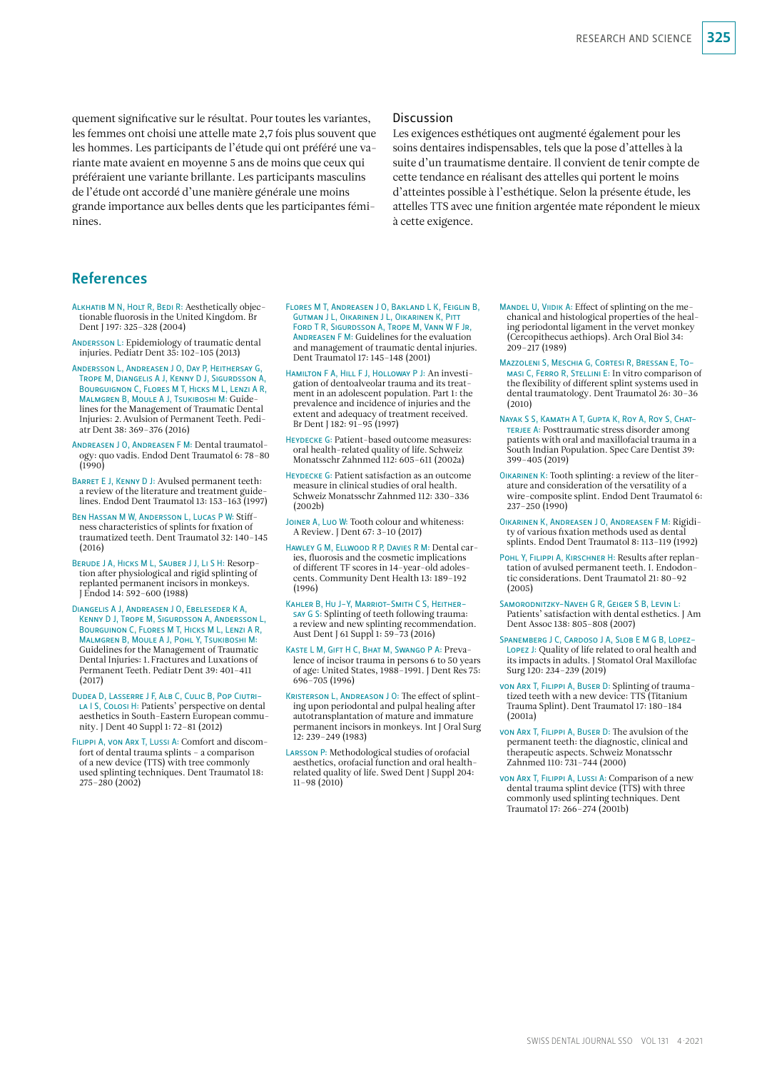quement significative sur le résultat. Pour toutes les variantes, les femmes ont choisi une attelle mate 2,7 fois plus souvent que les hommes. Les participants de l'étude qui ont préféré une variante mate avaient en moyenne 5 ans de moins que ceux qui préféraient une variante brillante. Les participants masculins de l'étude ont accordé d'une manière générale une moins grande importance aux belles dents que les participantes féminines.

## Discussion

Les exigences esthétiques ont augmenté également pour les soins dentaires indispensables, tels que la pose d'attelles à la suite d'un traumatisme dentaire. Il convient de tenir compte de cette tendance en réalisant des attelles qui portent le moins d'atteintes possible à l'esthétique. Selon la présente étude, les attelles TTS avec une finition argentée mate répondent le mieux à cette exigence.

## References

Alkhatib M N, Holt R, Bedi R: Aesthetically objectionable fluorosis in the United Kingdom. Br Dent J 197: 325–328 (2004)

Andersson L: Epidemiology of traumatic dental injuries. Pediatr Dent 35: 102–105 (2013)

Andersson L, Andreasen J O, Day P, Heithersay G, Trope M, Diangelis A J, Kenny D J, Sigurdsson A, Bourguignon C, Flores M T, Hicks M L, Lenzi A R, Malmgren B, Moule A J, Tsukiboshi M: Guidelines for the Management of Traumatic Dental Injuries: 2. Avulsion of Permanent Teeth. Pediatr Dent 38: 369–376 (2016)

Andreasen J O, Andreasen F M: Dental traumatology: quo vadis. Endod Dent Traumatol 6: 78–80 (1990)

Barret E J, Kenny D J: Avulsed permanent teeth: a review of the literature and treatment guidelines. Endod Dent Traumatol 13: 153–163 (1997)

Ben Hassan M W, Andersson L, Lucas P W: Stiffness characteristics of splints for fixation of traumatized teeth. Dent Traumatol 32: 140–145 (2016)

Berude J A, Hicks M L, Sauber J J, Li S H: Resorption after physiological and rigid splinting of replanted permanent incisors in monkeys. J Endod 14: 592–600 (1988)

Diangelis A J, Andreasen J O, Ebeleseder K A, Kenny D J, Trope M, Sigurdsson A, Andersson L, Bourguinon C, Flores M T, Hicks M L, Lenzi A R, Malmgren B, Moule A J, Pohl Y, Tsukiboshi M: Guidelines for the Management of Traumatic Dental Injuries: 1. Fractures and Luxations of Permanent Teeth. Pediatr Dent 39: 401–411 (2017)

Dudea D, Lasserre J F, Alb C, Culic B, Pop Ciutrila I S, Colosi H: Patients' perspective on dental aesthetics in South-Eastern European community. J Dent 40 Suppl 1: 72–81 (2012)

Filippi A, von Arx T, Lussi A: Comfort and discomfort of dental trauma splints – a comparison of a new device (TTS) with tree commonly used splinting techniques. Dent Traumatol 18: 275–280 (2002)

Flores M T, Andreasen J O, Bakland L K, Feiglin B, Gutman J L, Oikarinen J L, Oikarinen K, Pitt Ford T R, Sigurdsson A, Trope M, Vann W F Jr, Andreasen F M: Guidelines for the evaluation and management of traumatic dental injuries. Dent Traumatol 17: 145–148 (2001)

Hamilton F A, Hill F J, Holloway P J: An investigation of dentoalveolar trauma and its treatment in an adolescent population. Part 1: the prevalence and incidence of injuries and the extent and adequacy of treatment received. Br Dent J 182: 91–95 (1997)

Heydecke G: Patient-based outcome measures: oral health-related quality of life. Schweiz Monatsschr Zahnmed 112: 605–611 (2002a)

Heydecke G: Patient satisfaction as an outcome measure in clinical studies of oral health. Schweiz Monatsschr Zahnmed 112: 330–336 (2002b)

Joiner A, Luo W: Tooth colour and whiteness: A Review. J Dent 67: 3–10 (2017)

Hawley G M, Ellwood R P, Davies R M: Dental caries, fluorosis and the cosmetic implications of different TF scores in 14-year-old adolescents. Community Dent Health 13: 189–192 (1996)

Kahler B, Hu J-Y, Marriot-Smith C S, Heithersay G S: Splinting of teeth following trauma: a review and new splinting recommendation. Aust Dent J 61 Suppl 1: 59–73 (2016)

Kaste L M, Gift H C, Bhat M, Swango P A: Prevalence of incisor trauma in persons 6 to 50 years of age: United States, 1988–1991. J Dent Res 75: 696–705 (1996)

Kristerson L, Andreason J O: The effect of splinting upon periodontal and pulpal healing after autotransplantation of mature and immature permanent incisors in monkeys. Int J Oral Surg 12: 239–249 (1983)

Larsson P: Methodological studies of orofacial aesthetics, orofacial function and oral health-related quality of life. Swed Dent J Suppl 204: 11–98 (2010)

Mandel U, Viidik A: Effect of splinting on the mechanical and histological properties of the healing periodontal ligament in the vervet monkey (Cercopithecus aethiops). Arch Oral Biol 34: 209–217 (1989)

Mazzoleni S, Meschia G, Cortesi R, Bressan E, Tomasi C, Ferro R, Stellini E: In vitro comparison of the flexibility of different splint systems used in dental traumatology. Dent Traumatol 26: 30–36 (2010)

Nayak S S, Kamath A T, Gupta K, Roy A, Roy S, Chatterjee A: Posttraumatic stress disorder among patients with oral and maxillofacial trauma in a South Indian Population. Spec Care Dentist 39: 399–405 (2019)

Oikarinen K: Tooth splinting: a review of the literature and consideration of the versatility of a wire-composite splint. Endod Dent Traumatol 6: 237–250 (1990)

Oikarinen K, Andreasen J O, Andreasen F M: Rigidity of various fixation methods used as dental splints. Endod Dent Traumatol 8: 113–119 (1992)

Pohl Y, Filippi A, Kirschner H: Results after replantation of avulsed permanent teeth. I. Endodontic considerations. Dent Traumatol 21: 80–92 (2005)

Samorodnitzky-Naveh G R, Geiger S B, Levin L: Patients' satisfaction with dental esthetics. J Am Dent Assoc 138: 805–808 (2007)

Spanemberg J C, Cardoso J A, Slob E M G B, Lopez-Lopez J: Quality of life related to oral health and its impacts in adults. J Stomatol Oral Maxillofac Surg 120: 234–239 (2019)

von Arx T, Filippi A, Buser D: Splinting of traumatized teeth with a new device: TTS (Titanium Trauma Splint). Dent Traumatol 17: 180–184 (2001a)

von Arx T, Filippi A, Buser D: The avulsion of the permanent teeth: the diagnostic, clinical and therapeutic aspects. Schweiz Monatsschr Zahnmed 110: 731–744 (2000)

von Arx T, Filippi A, Lussi A: Comparison of a new dental trauma splint device (TTS) with three commonly used splinting techniques. Dent Traumatol 17: 266–274 (2001b)